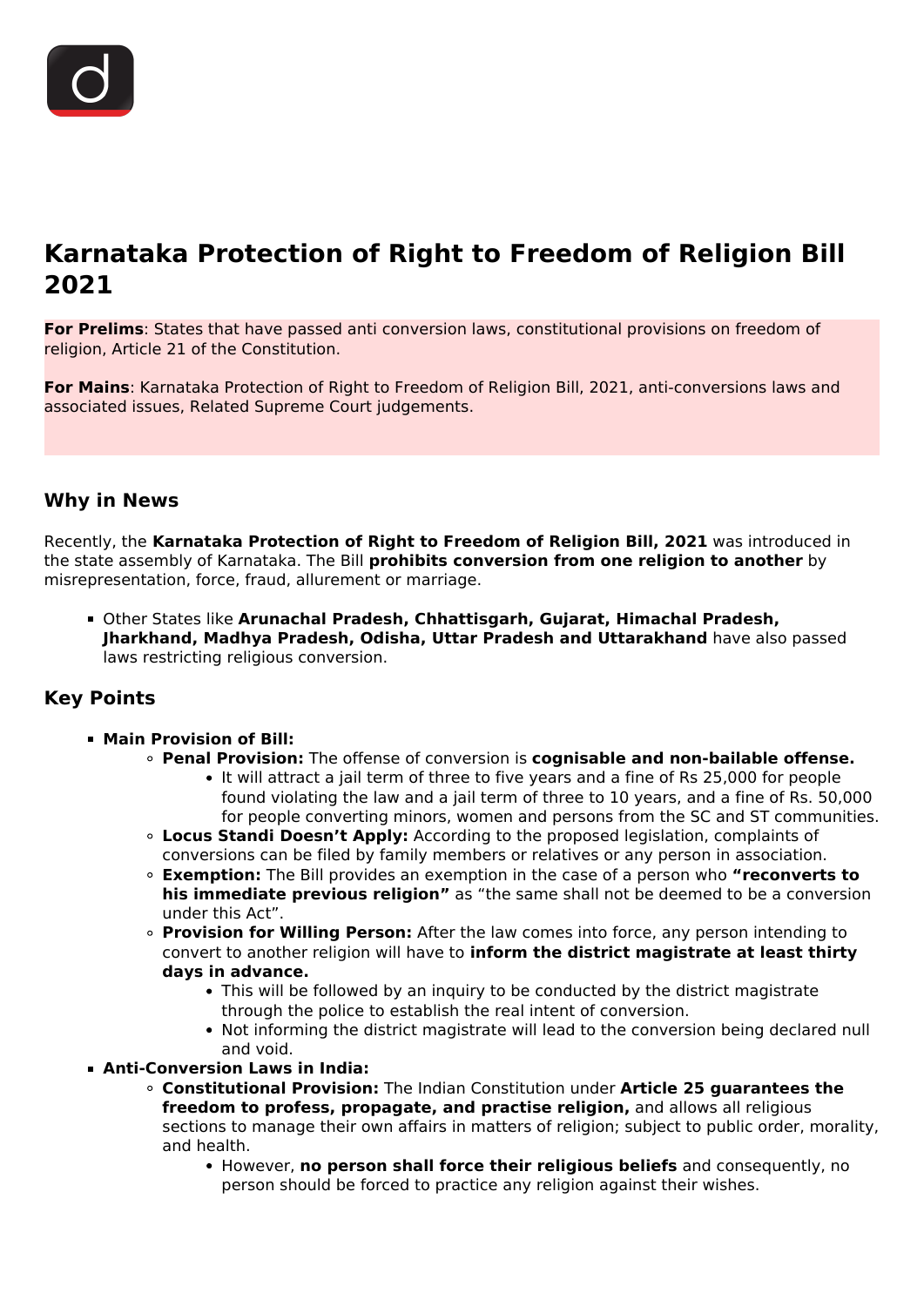# Karnataka Protection of Right to Freedom of Religion Bill 2021

**For Prelims**: States that have passed anti conversion laws, constitutional provisions on freedom of religion, Article 21 of the Constitution.

**For Mains**: Karnataka Protection of Right to Freedom of Religion Bill, 2021, anti-conversions laws and associated issues, Related Supreme Court judgements.

## Why in News

Recently, the **Karnataka Protection of Right to Freedom of Religion Bill, 2021** was introduced in the state assembly of Karnataka. The Bill **prohibits conversion from one religion to another** by misrepresentation, force, fraud, allurement or marriage.

- Other States like **Arunachal Pradesh, Chhattisgarh, Gujarat, Himachal Pradesh, Jharkhand, Madhya Pradesh, Odisha, Uttar Pradesh and Uttarakhand** have also passed laws restricting religious conversion.

## Key Points

- **Main Provision of Bill:**
  - **Penal Provision:** The offense of conversion is **cognisable and non-bailable offense.**
    - It will attract a jail term of three to five years and a fine of Rs 25,000 for people found violating the law and a jail term of three to 10 years, and a fine of Rs. 50,000 for people converting minors, women and persons from the SC and ST communities.
  - **Locus Standi Doesn't Apply:** According to the proposed legislation, complaints of conversions can be filed by family members or relatives or any person in association.
  - **Exemption:** The Bill provides an exemption in the case of a person who **"reconverts to his immediate previous religion"** as "the same shall not be deemed to be a conversion under this Act".
  - **Provision for Willing Person:** After the law comes into force, any person intending to convert to another religion will have to **inform the district magistrate at least thirty days in advance.**
    - This will be followed by an inquiry to be conducted by the district magistrate through the police to establish the real intent of conversion.
    - Not informing the district magistrate will lead to the conversion being declared null and void.
- **Anti-Conversion Laws in India:**
  - **Constitutional Provision:** The Indian Constitution under **Article 25 guarantees the freedom to profess, propagate, and practise religion,** and allows all religious sections to manage their own affairs in matters of religion; subject to public order, morality, and health.
    - However, **no person shall force their religious beliefs** and consequently, no person should be forced to practice any religion against their wishes.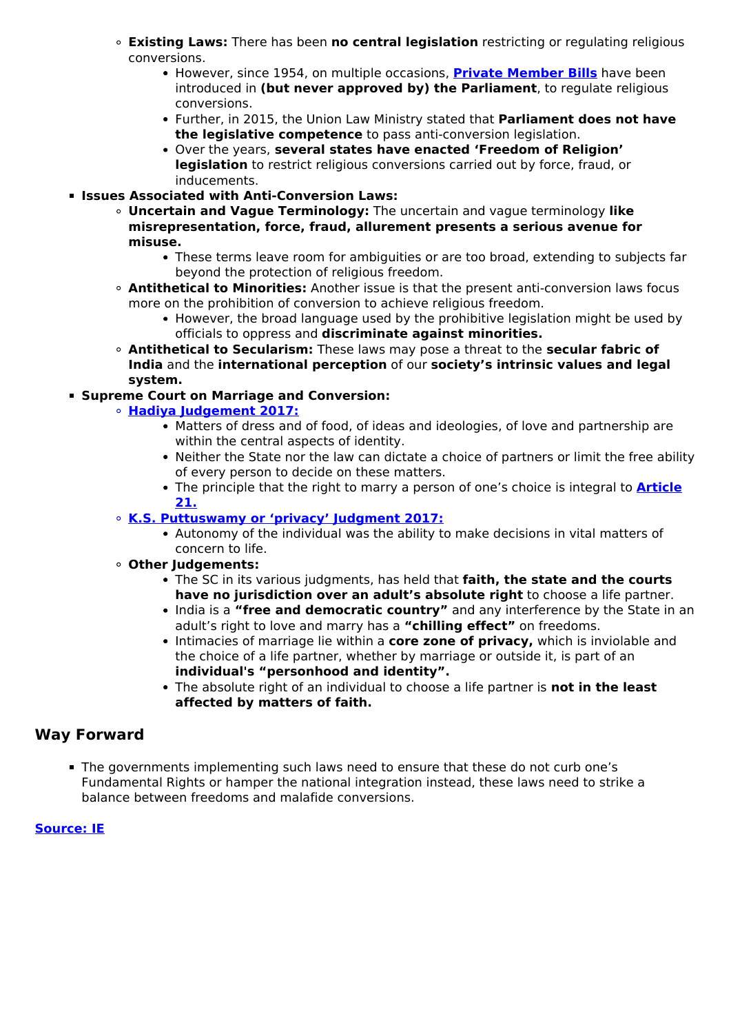- **Existing Laws:** There has been **no central legislation** restricting or regulating religious conversions.
  - However, since 1954, on multiple occasions, **Private Member Bills** have been introduced in **(but never approved by) the Parliament**, to regulate religious conversions.
  - Further, in 2015, the Union Law Ministry stated that **Parliament does not have the legislative competence** to pass anti-conversion legislation.
  - Over the years, **several states have enacted 'Freedom of Religion' legislation** to restrict religious conversions carried out by force, fraud, or inducements.

- **Issues Associated with Anti-Conversion Laws:**
  - **Uncertain and Vague Terminology:** The uncertain and vague terminology **like misrepresentation, force, fraud, allurement presents a serious avenue for misuse.**
    - These terms leave room for ambiguities or are too broad, extending to subjects far beyond the protection of religious freedom.
  - **Antithetical to Minorities:** Another issue is that the present anti-conversion laws focus more on the prohibition of conversion to achieve religious freedom.
    - However, the broad language used by the prohibitive legislation might be used by officials to oppress and **discriminate against minorities.**
  - **Antithetical to Secularism:** These laws may pose a threat to the **secular fabric of India** and the **international perception** of our **society's intrinsic values and legal system.**

- **Supreme Court on Marriage and Conversion:**
  - **Hadiya Judgement 2017:**
    - Matters of dress and of food, of ideas and ideologies, of love and partnership are within the central aspects of identity.
    - Neither the State nor the law can dictate a choice of partners or limit the free ability of every person to decide on these matters.
    - The principle that the right to marry a person of one's choice is integral to **Article 21.**
  - **K.S. Puttuswamy or 'privacy' Judgment 2017:**
    - Autonomy of the individual was the ability to make decisions in vital matters of concern to life.
  - **Other Judgements:**
    - The SC in its various judgments, has held that **faith, the state and the courts have no jurisdiction over an adult's absolute right** to choose a life partner.
    - India is a **"free and democratic country"** and any interference by the State in an adult's right to love and marry has a **"chilling effect"** on freedoms.
    - Intimacies of marriage lie within a **core zone of privacy,** which is inviolable and the choice of a life partner, whether by marriage or outside it, is part of an **individual's "personhood and identity".**
    - The absolute right of an individual to choose a life partner is **not in the least affected by matters of faith.**

## Way Forward

- The governments implementing such laws need to ensure that these do not curb one's Fundamental Rights or hamper the national integration instead, these laws need to strike a balance between freedoms and malafide conversions.

**Source: IE**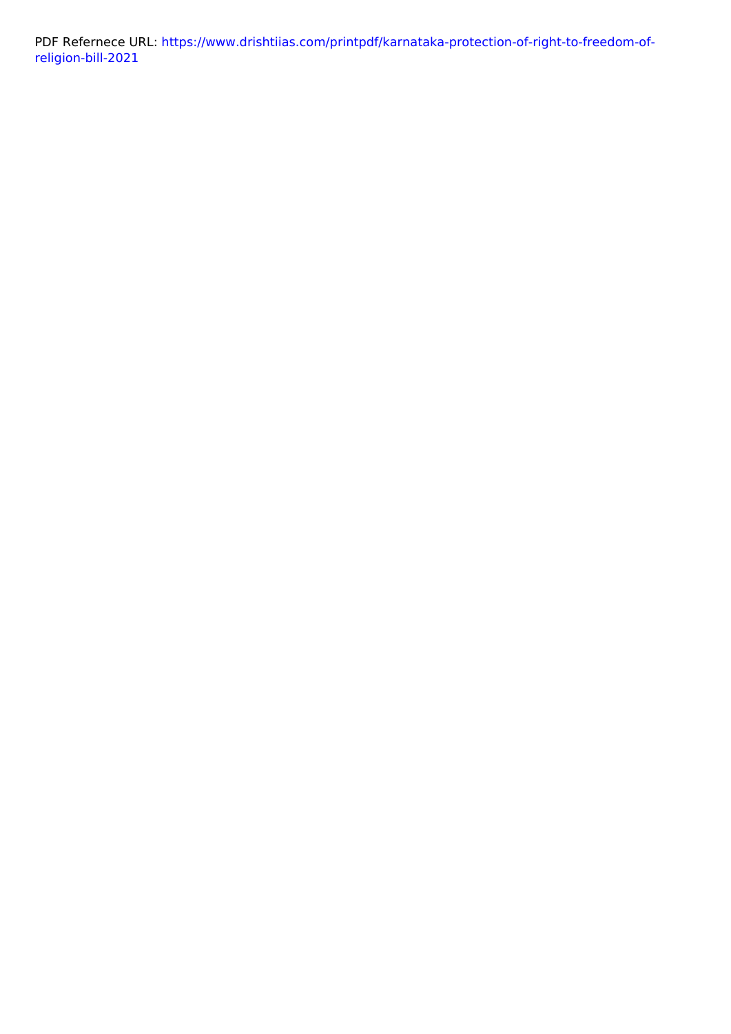PDF Refernece URL: https://www.drishtiias.com/printpdf/karnataka-protection-of-right-to-freedom-of-religion-bill-2021